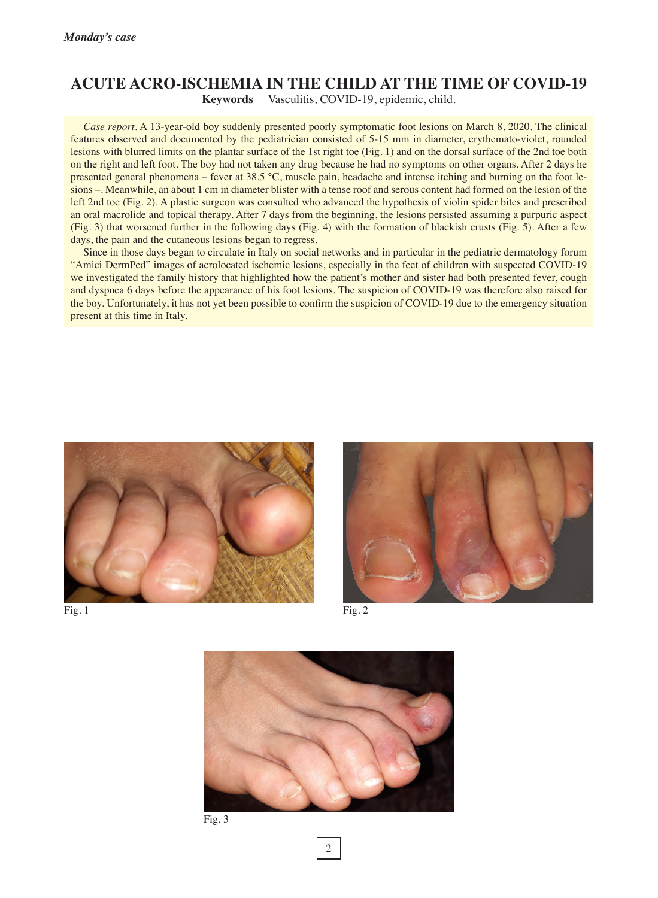*Monday's case*

# ACUTE ACRO-ISCHEMIA IN THE CHILD AT THE TIME OF COVID-19

**Keywords** Vasculitis, COVID-19, epidemic, child.

*Case report*. A 13-year-old boy suddenly presented poorly symptomatic foot lesions on March 8, 2020. The clinical features observed and documented by the pediatrician consisted of 5-15 mm in diameter, erythemato-violet, rounded lesions with blurred limits on the plantar surface of the 1st right toe (Fig. 1) and on the dorsal surface of the 2nd toe both on the right and left foot. The boy had not taken any drug because he had no symptoms on other organs. After 2 days he presented general phenomena – fever at 38.5 °C, muscle pain, headache and intense itching and burning on the foot lesions –. Meanwhile, an about 1 cm in diameter blister with a tense roof and serous content had formed on the lesion of the left 2nd toe (Fig. 2). A plastic surgeon was consulted who advanced the hypothesis of violin spider bites and prescribed an oral macrolide and topical therapy. After 7 days from the beginning, the lesions persisted assuming a purpuric aspect (Fig. 3) that worsened further in the following days (Fig. 4) with the formation of blackish crusts (Fig. 5). After a few days, the pain and the cutaneous lesions began to regress.

Since in those days began to circulate in Italy on social networks and in particular in the pediatric dermatology forum "Amici DermPed" images of acrolocated ischemic lesions, especially in the feet of children with suspected COVID-19 we investigated the family history that highlighted how the patient's mother and sister had both presented fever, cough and dyspnea 6 days before the appearance of his foot lesions. The suspicion of COVID-19 was therefore also raised for the boy. Unfortunately, it has not yet been possible to confirm the suspicion of COVID-19 due to the emergency situation present at this time in Italy.

Fig. 1

Fig. 2

Fig. 3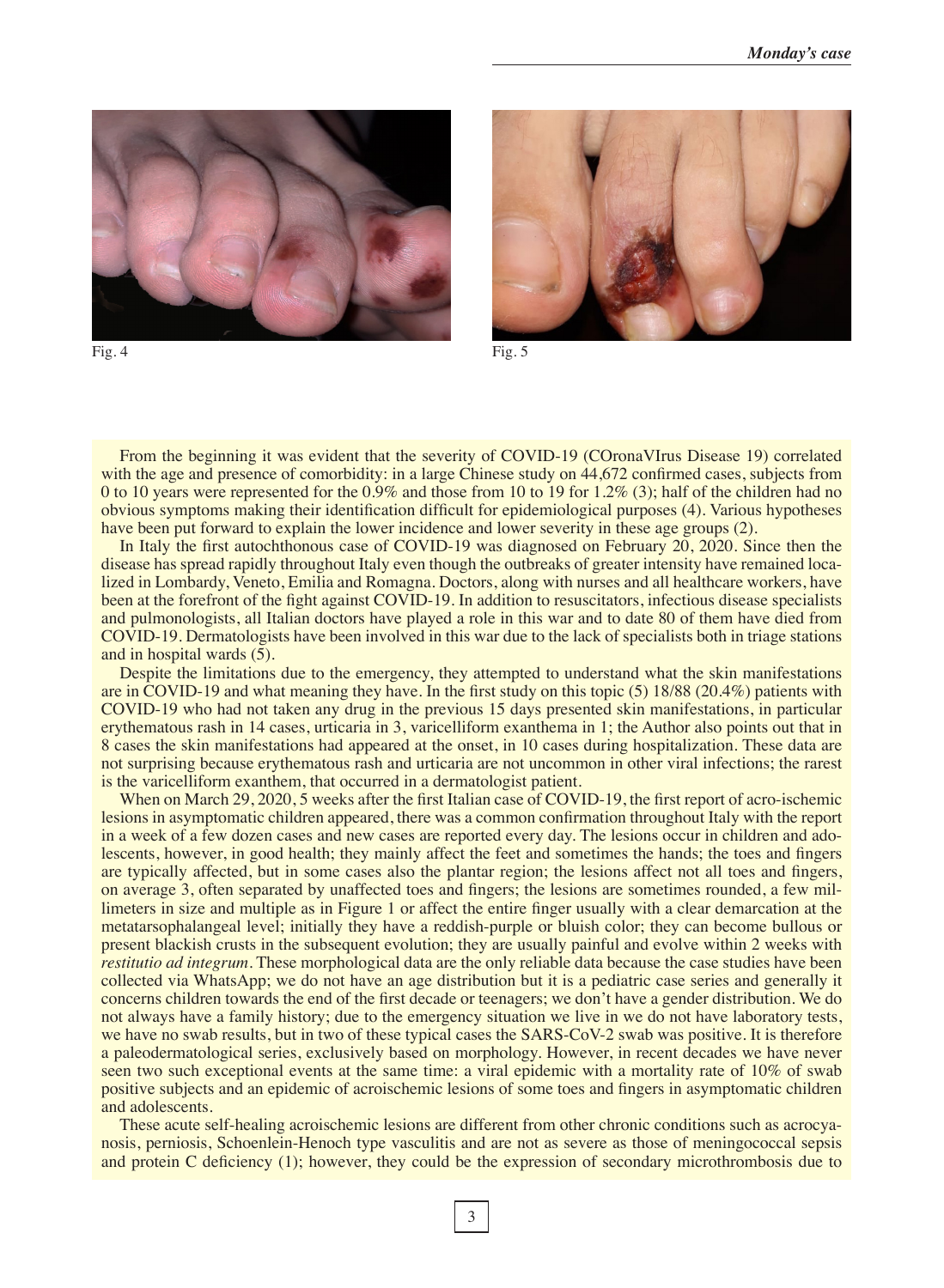Fig. 4

Fig. 5

From the beginning it was evident that the severity of COVID-19 (COronaVIrus Disease 19) correlated with the age and presence of comorbidity: in a large Chinese study on 44,672 confirmed cases, subjects from 0 to 10 years were represented for the 0.9% and those from 10 to 19 for 1.2% (3); half of the children had no obvious symptoms making their identification difficult for epidemiological purposes (4). Various hypotheses have been put forward to explain the lower incidence and lower severity in these age groups (2).

In Italy the first autochthonous case of COVID-19 was diagnosed on February 20, 2020. Since then the disease has spread rapidly throughout Italy even though the outbreaks of greater intensity have remained localized in Lombardy, Veneto, Emilia and Romagna. Doctors, along with nurses and all healthcare workers, have been at the forefront of the fight against COVID-19. In addition to resuscitators, infectious disease specialists and pulmonologists, all Italian doctors have played a role in this war and to date 80 of them have died from COVID-19. Dermatologists have been involved in this war due to the lack of specialists both in triage stations and in hospital wards (5).

Despite the limitations due to the emergency, they attempted to understand what the skin manifestations are in COVID-19 and what meaning they have. In the first study on this topic (5) 18/88 (20.4%) patients with COVID-19 who had not taken any drug in the previous 15 days presented skin manifestations, in particular erythematous rash in 14 cases, urticaria in 3, varicelliform exanthema in 1; the Author also points out that in 8 cases the skin manifestations had appeared at the onset, in 10 cases during hospitalization. These data are not surprising because erythematous rash and urticaria are not uncommon in other viral infections; the rarest is the varicelliform exanthem, that occurred in a dermatologist patient.

When on March 29, 2020, 5 weeks after the first Italian case of COVID-19, the first report of acro-ischemic lesions in asymptomatic children appeared, there was a common confirmation throughout Italy with the report in a week of a few dozen cases and new cases are reported every day. The lesions occur in children and adolescents, however, in good health; they mainly affect the feet and sometimes the hands; the toes and fingers are typically affected, but in some cases also the plantar region; the lesions affect not all toes and fingers, on average 3, often separated by unaffected toes and fingers; the lesions are sometimes rounded, a few millimeters in size and multiple as in Figure 1 or affect the entire finger usually with a clear demarcation at the metatarsophalangeal level; initially they have a reddish-purple or bluish color; they can become bullous or present blackish crusts in the subsequent evolution; they are usually painful and evolve within 2 weeks with *restitutio ad integrum*. These morphological data are the only reliable data because the case studies have been collected via WhatsApp; we do not have an age distribution but it is a pediatric case series and generally it concerns children towards the end of the first decade or teenagers; we don't have a gender distribution. We do not always have a family history; due to the emergency situation we live in we do not have laboratory tests, we have no swab results, but in two of these typical cases the SARS-CoV-2 swab was positive. It is therefore a paleodermatological series, exclusively based on morphology. However, in recent decades we have never seen two such exceptional events at the same time: a viral epidemic with a mortality rate of 10% of swab positive subjects and an epidemic of acroischemic lesions of some toes and fingers in asymptomatic children and adolescents.

These acute self-healing acroischemic lesions are different from other chronic conditions such as acrocyanosis, perniosis, Schoenlein-Henoch type vasculitis and are not as severe as those of meningococcal sepsis and protein C deficiency (1); however, they could be the expression of secondary microthrombosis due to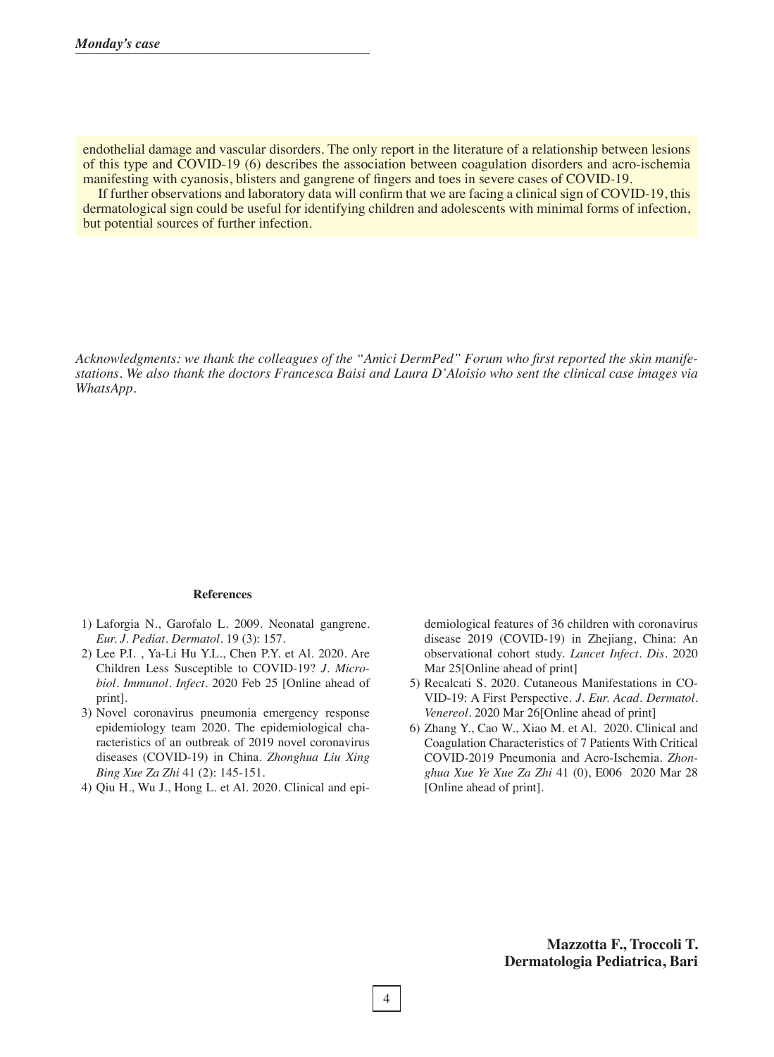endothelial damage and vascular disorders. The only report in the literature of a relationship between lesions of this type and COVID-19 (6) describes the association between coagulation disorders and acro-ischemia manifesting with cyanosis, blisters and gangrene of fingers and toes in severe cases of COVID-19.

If further observations and laboratory data will confirm that we are facing a clinical sign of COVID-19, this dermatological sign could be useful for identifying children and adolescents with minimal forms of infection, but potential sources of further infection.

*Acknowledgments: we thank the colleagues of the "Amici DermPed" Forum who first reported the skin manifestations. We also thank the doctors Francesca Baisi and Laura D'Aloisio who sent the clinical case images via WhatsApp.*

**References**

1) Laforgia N., Garofalo L. 2009. Neonatal gangrene. *Eur. J. Pediat. Dermatol.* 19 (3): 157.
2) Lee P.I. , Ya-Li Hu Y.L., Chen P.Y. et Al. 2020. Are Children Less Susceptible to COVID-19? *J. Microbiol. Immunol. Infect.* 2020 Feb 25 [Online ahead of print].
3) Novel coronavirus pneumonia emergency response epidemiology team 2020. The epidemiological characteristics of an outbreak of 2019 novel coronavirus diseases (COVID-19) in China. *Zhonghua Liu Xing Bing Xue Za Zhi* 41 (2): 145-151.
4) Qiu H., Wu J., Hong L. et Al. 2020. Clinical and epidemiological features of 36 children with coronavirus disease 2019 (COVID-19) in Zhejiang, China: An observational cohort study. *Lancet Infect. Dis.* 2020 Mar 25[Online ahead of print]
5) Recalcati S. 2020. Cutaneous Manifestations in COVID-19: A First Perspective. *J. Eur. Acad. Dermatol. Venereol.* 2020 Mar 26[Online ahead of print]
6) Zhang Y., Cao W., Xiao M. et Al. 2020. Clinical and Coagulation Characteristics of 7 Patients With Critical COVID-2019 Pneumonia and Acro-Ischemia. *Zhonghua Xue Ye Xue Za Zhi* 41 (0), E006 2020 Mar 28 [Online ahead of print].

**Mazzotta F., Troccoli T.**
**Dermatologia Pediatrica, Bari**